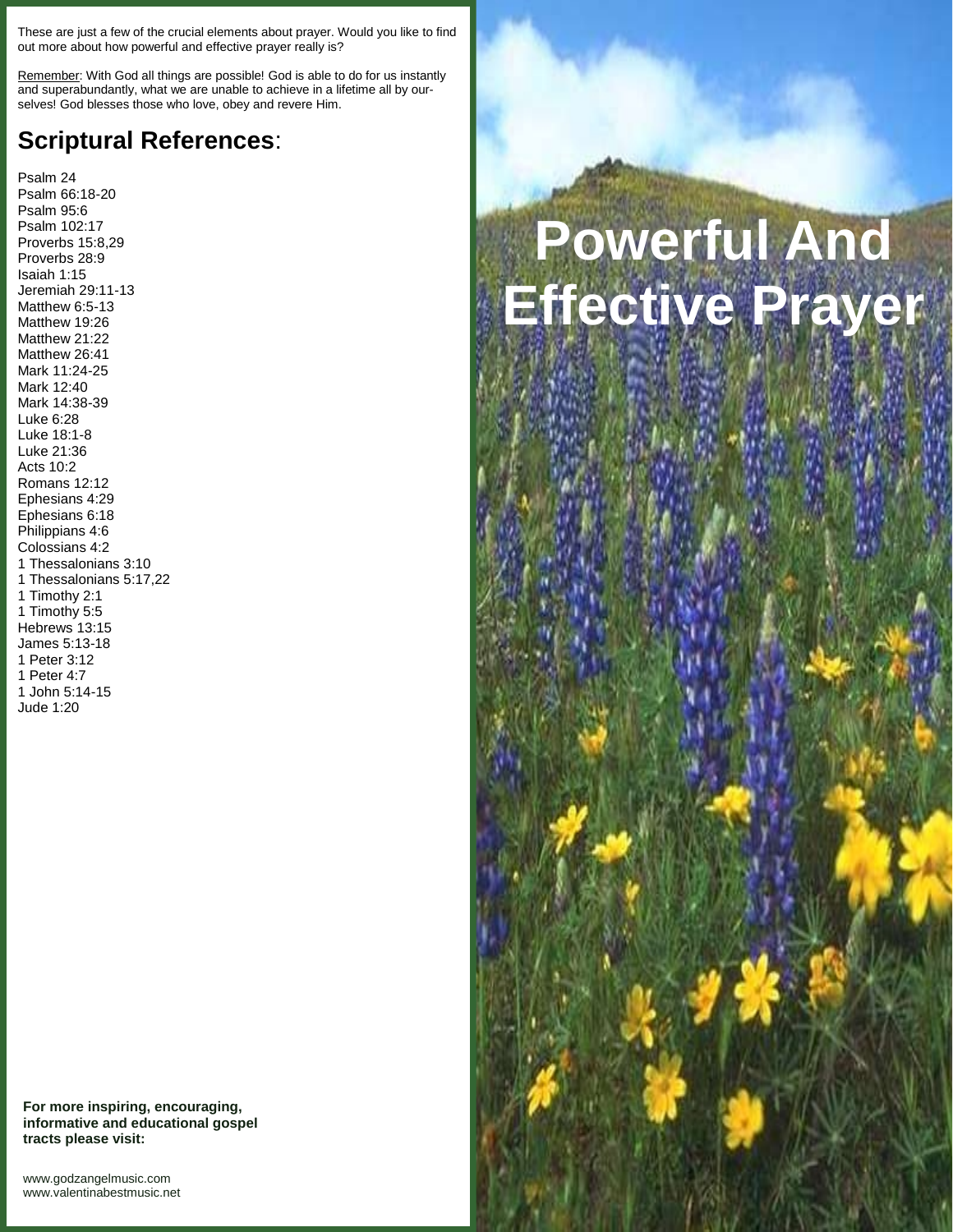These are just a few of the crucial elements about prayer. Would you like to find out more about how powerful and effective prayer really is?

Remember: With God all things are possible! God is able to do for us instantly and superabundantly, what we are unable to achieve in a lifetime all by ourselves! God blesses those who love, obey and revere Him.

## Scriptural References:

Psalm 24
Psalm 66:18-20
Psalm 95:6
Psalm 102:17
Proverbs 15:8,29
Proverbs 28:9
Isaiah 1:15
Jeremiah 29:11-13
Matthew 6:5-13
Matthew 19:26
Matthew 21:22
Matthew 26:41
Mark 11:24-25
Mark 12:40
Mark 14:38-39
Luke 6:28
Luke 18:1-8
Luke 21:36
Acts 10:2
Romans 12:12
Ephesians 4:29
Ephesians 6:18
Philippians 4:6
Colossians 4:2
1 Thessalonians 3:10
1 Thessalonians 5:17,22
1 Timothy 2:1
1 Timothy 5:5
Hebrews 13:15
James 5:13-18
1 Peter 3:12
1 Peter 4:7
1 John 5:14-15
Jude 1:20

**For more inspiring, encouraging, informative and educational gospel tracts please visit:**

www.godzangelmusic.com
www.valentinabestmusic.net

# Powerful And Effective Prayer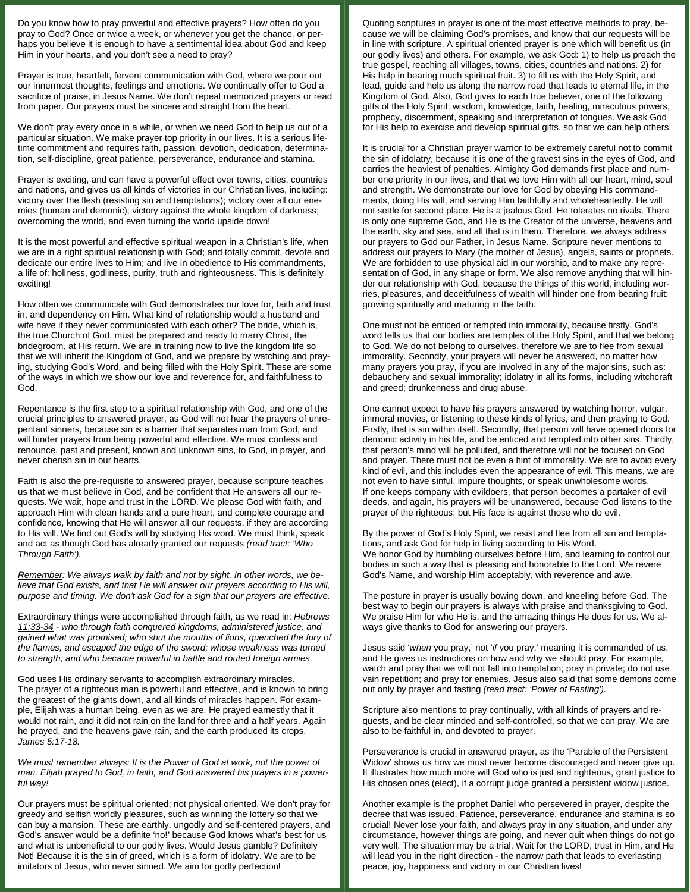Do you know how to pray powerful and effective prayers? How often do you pray to God? Once or twice a week, or whenever you get the chance, or perhaps you believe it is enough to have a sentimental idea about God and keep Him in your hearts, and you don't see a need to pray?

Prayer is true, heartfelt, fervent communication with God, where we pour out our innermost thoughts, feelings and emotions. We continually offer to God a sacrifice of praise, in Jesus Name. We don't repeat memorized prayers or read from paper. Our prayers must be sincere and straight from the heart.

We don't pray every once in a while, or when we need God to help us out of a particular situation. We make prayer top priority in our lives. It is a serious lifetime commitment and requires faith, passion, devotion, dedication, determination, self-discipline, great patience, perseverance, endurance and stamina.

Prayer is exciting, and can have a powerful effect over towns, cities, countries and nations, and gives us all kinds of victories in our Christian lives, including: victory over the flesh (resisting sin and temptations); victory over all our enemies (human and demonic); victory against the whole kingdom of darkness; overcoming the world, and even turning the world upside down!

It is the most powerful and effective spiritual weapon in a Christian's life, when we are in a right spiritual relationship with God; and totally commit, devote and dedicate our entire lives to Him; and live in obedience to His commandments, a life of: holiness, godliness, purity, truth and righteousness. This is definitely exciting!

How often we communicate with God demonstrates our love for, faith and trust in, and dependency on Him. What kind of relationship would a husband and wife have if they never communicated with each other? The bride, which is, the true Church of God, must be prepared and ready to marry Christ, the bridegroom, at His return. We are in training now to live the kingdom life so that we will inherit the Kingdom of God, and we prepare by watching and praying, studying God's Word, and being filled with the Holy Spirit. These are some of the ways in which we show our love and reverence for, and faithfulness to God.

Repentance is the first step to a spiritual relationship with God, and one of the crucial principles to answered prayer, as God will not hear the prayers of unrepentant sinners, because sin is a barrier that separates man from God, and will hinder prayers from being powerful and effective. We must confess and renounce, past and present, known and unknown sins, to God, in prayer, and never cherish sin in our hearts.

Faith is also the pre-requisite to answered prayer, because scripture teaches us that we must believe in God, and be confident that He answers all our requests. We wait, hope and trust in the LORD. We please God with faith, and approach Him with clean hands and a pure heart, and complete courage and confidence, knowing that He will answer all our requests, if they are according to His will. We find out God's will by studying His word. We must think, speak and act as though God has already granted our requests *(read tract: 'Who Through Faith').*

*Remember: We always walk by faith and not by sight. In other words, we believe that God exists, and that He will answer our prayers according to His will, purpose and timing. We don't ask God for a sign that our prayers are effective.*

Extraordinary things were accomplished through faith, as we read in: *Hebrews 11:33-34 - who through faith conquered kingdoms, administered justice, and gained what was promised; who shut the mouths of lions, quenched the fury of the flames, and escaped the edge of the sword; whose weakness was turned to strength; and who became powerful in battle and routed foreign armies.*

God uses His ordinary servants to accomplish extraordinary miracles. The prayer of a righteous man is powerful and effective, and is known to bring the greatest of the giants down, and all kinds of miracles happen. For example, Elijah was a human being, even as we are. He prayed earnestly that it would not rain, and it did not rain on the land for three and a half years. Again he prayed, and the heavens gave rain, and the earth produced its crops. *James 5:17-18.*

*We must remember always: It is the Power of God at work, not the power of man. Elijah prayed to God, in faith, and God answered his prayers in a powerful way!*

Our prayers must be spiritual oriented; not physical oriented. We don't pray for greedy and selfish worldly pleasures, such as winning the lottery so that we can buy a mansion. These are earthly, ungodly and self-centered prayers, and God's answer would be a definite 'no!' because God knows what's best for us and what is unbeneficial to our godly lives. Would Jesus gamble? Definitely Not! Because it is the sin of greed, which is a form of idolatry. We are to be imitators of Jesus, who never sinned. We aim for godly perfection!

Quoting scriptures in prayer is one of the most effective methods to pray, because we will be claiming God's promises, and know that our requests will be in line with scripture. A spiritual oriented prayer is one which will benefit us (in our godly lives) and others. For example, we ask God: 1) to help us preach the true gospel, reaching all villages, towns, cities, countries and nations. 2) for His help in bearing much spiritual fruit. 3) to fill us with the Holy Spirit, and lead, guide and help us along the narrow road that leads to eternal life, in the Kingdom of God. Also, God gives to each true believer, one of the following gifts of the Holy Spirit: wisdom, knowledge, faith, healing, miraculous powers, prophecy, discernment, speaking and interpretation of tongues. We ask God for His help to exercise and develop spiritual gifts, so that we can help others.

It is crucial for a Christian prayer warrior to be extremely careful not to commit the sin of idolatry, because it is one of the gravest sins in the eyes of God, and carries the heaviest of penalties. Almighty God demands first place and number one priority in our lives, and that we love Him with all our heart, mind, soul and strength. We demonstrate our love for God by obeying His commandments, doing His will, and serving Him faithfully and wholeheartedly. He will not settle for second place. He is a jealous God. He tolerates no rivals. There is only one supreme God, and He is the Creator of the universe, heavens and the earth, sky and sea, and all that is in them. Therefore, we always address our prayers to God our Father, in Jesus Name. Scripture never mentions to address our prayers to Mary (the mother of Jesus), angels, saints or prophets. We are forbidden to use physical aid in our worship, and to make any representation of God, in any shape or form. We also remove anything that will hinder our relationship with God, because the things of this world, including worries, pleasures, and deceitfulness of wealth will hinder one from bearing fruit: growing spiritually and maturing in the faith.

One must not be enticed or tempted into immorality, because firstly, God's word tells us that our bodies are temples of the Holy Spirit, and that we belong to God. We do not belong to ourselves, therefore we are to flee from sexual immorality. Secondly, your prayers will never be answered, no matter how many prayers you pray, if you are involved in any of the major sins, such as: debauchery and sexual immorality; idolatry in all its forms, including witchcraft and greed; drunkenness and drug abuse.

One cannot expect to have his prayers answered by watching horror, vulgar, immoral movies, or listening to these kinds of lyrics, and then praying to God. Firstly, that is sin within itself. Secondly, that person will have opened doors for demonic activity in his life, and be enticed and tempted into other sins. Thirdly, that person's mind will be polluted, and therefore will not be focused on God and prayer. There must not be even a hint of immorality. We are to avoid every kind of evil, and this includes even the appearance of evil. This means, we are not even to have sinful, impure thoughts, or speak unwholesome words.
If one keeps company with evildoers, that person becomes a partaker of evil deeds, and again, his prayers will be unanswered, because God listens to the prayer of the righteous; but His face is against those who do evil.

By the power of God's Holy Spirit, we resist and flee from all sin and temptations, and ask God for help in living according to His Word.
We honor God by humbling ourselves before Him, and learning to control our bodies in such a way that is pleasing and honorable to the Lord. We revere God's Name, and worship Him acceptably, with reverence and awe.

The posture in prayer is usually bowing down, and kneeling before God. The best way to begin our prayers is always with praise and thanksgiving to God. We praise Him for who He is, and the amazing things He does for us. We always give thanks to God for answering our prayers.

Jesus said '*when* you pray,' not '*if* you pray,' meaning it is commanded of us, and He gives us instructions on how and why we should pray. For example, watch and pray that we will not fall into temptation; pray in private; do not use vain repetition; and pray for enemies. Jesus also said that some demons come out only by prayer and fasting *(read tract: 'Power of Fasting').*

Scripture also mentions to pray continually, with all kinds of prayers and requests, and be clear minded and self-controlled, so that we can pray. We are also to be faithful in, and devoted to prayer.

Perseverance is crucial in answered prayer, as the 'Parable of the Persistent Widow' shows us how we must never become discouraged and never give up. It illustrates how much more will God who is just and righteous, grant justice to His chosen ones (elect), if a corrupt judge granted a persistent widow justice.

Another example is the prophet Daniel who persevered in prayer, despite the decree that was issued. Patience, perseverance, endurance and stamina is so crucial! Never lose your faith, and always pray in any situation, and under any circumstance, however things are going, and never quit when things do not go very well. The situation may be a trial. Wait for the LORD, trust in Him, and He will lead you in the right direction - the narrow path that leads to everlasting peace, joy, happiness and victory in our Christian lives!